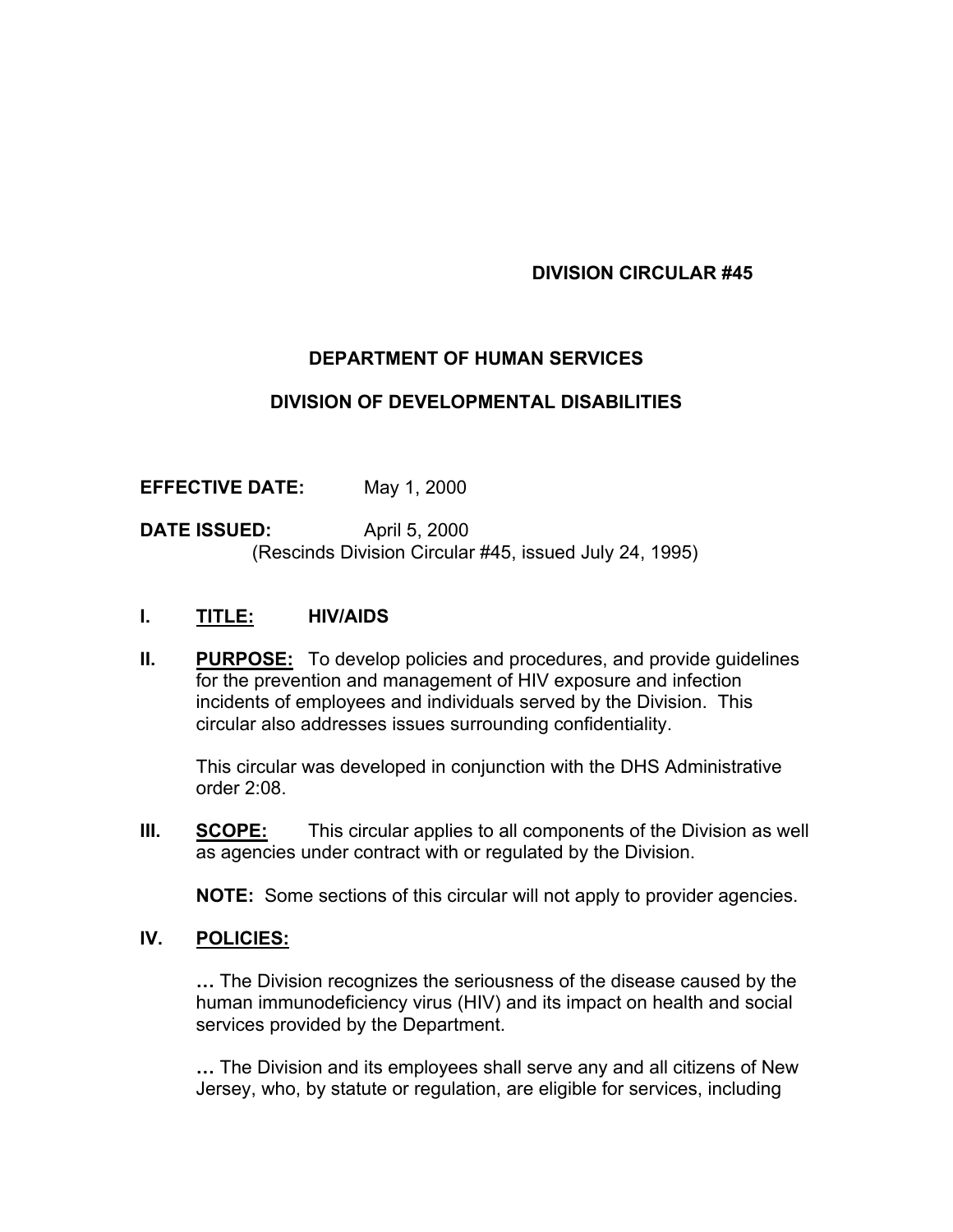**DIVISION CIRCULAR #45**

**DEPARTMENT OF HUMAN SERVICES**

**DIVISION OF DEVELOPMENTAL DISABILITIES**

**EFFECTIVE DATE:** May 1, 2000

**DATE ISSUED:** April 5, 2000
(Rescinds Division Circular #45, issued July 24, 1995)

**I. <u>TITLE:</u> HIV/AIDS**

**II. <u>PURPOSE:</u>** To develop policies and procedures, and provide guidelines for the prevention and management of HIV exposure and infection incidents of employees and individuals served by the Division. This circular also addresses issues surrounding confidentiality.

This circular was developed in conjunction with the DHS Administrative order 2:08.

**III. <u>SCOPE:</u>** This circular applies to all components of the Division as well as agencies under contract with or regulated by the Division.

**NOTE:** Some sections of this circular will not apply to provider agencies.

**IV. <u>POLICIES:</u>**

**…** The Division recognizes the seriousness of the disease caused by the human immunodeficiency virus (HIV) and its impact on health and social services provided by the Department.

**…** The Division and its employees shall serve any and all citizens of New Jersey, who, by statute or regulation, are eligible for services, including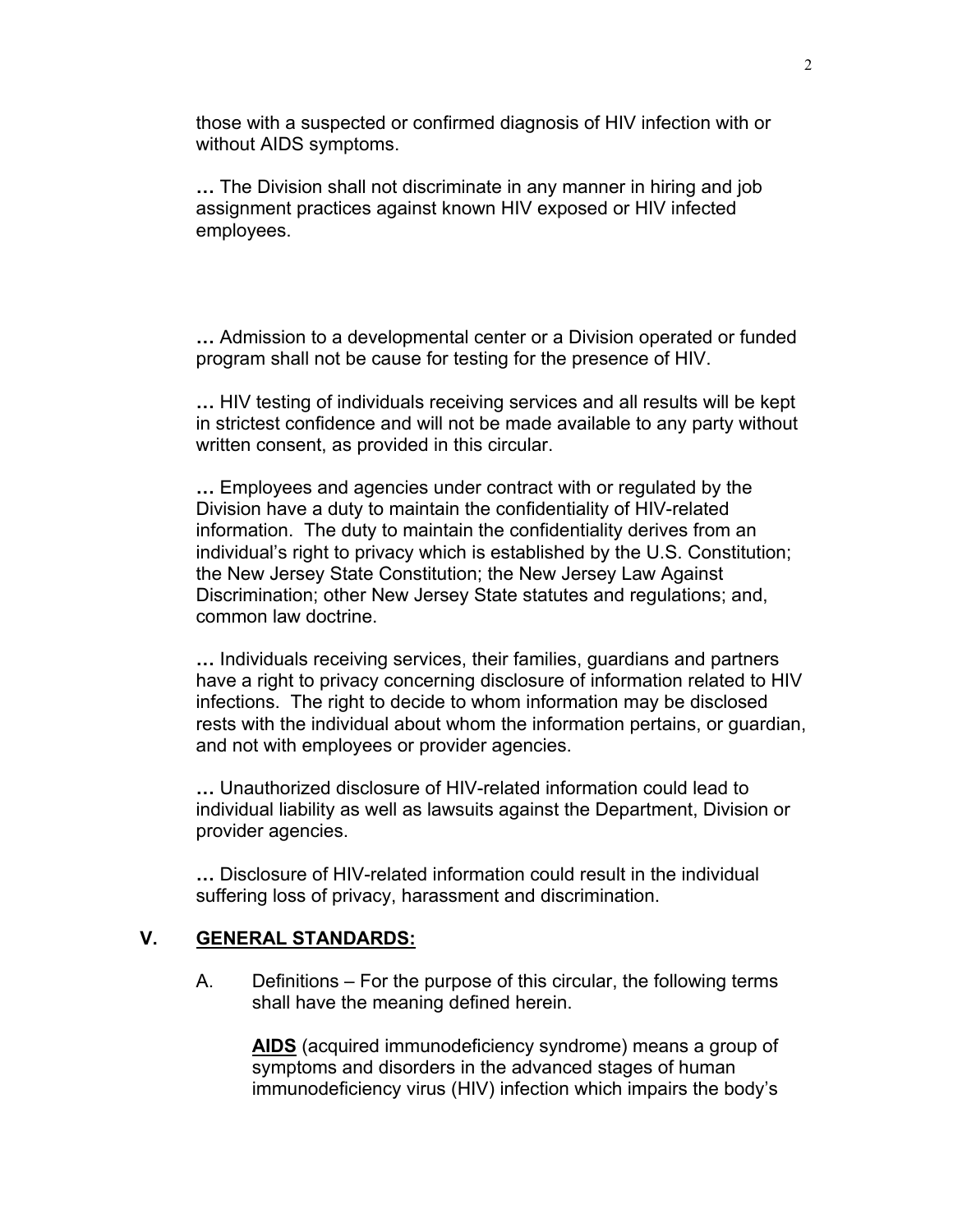those with a suspected or confirmed diagnosis of HIV infection with or without AIDS symptoms.

**…** The Division shall not discriminate in any manner in hiring and job assignment practices against known HIV exposed or HIV infected employees.

**…** Admission to a developmental center or a Division operated or funded program shall not be cause for testing for the presence of HIV.

**…** HIV testing of individuals receiving services and all results will be kept in strictest confidence and will not be made available to any party without written consent, as provided in this circular.

**…** Employees and agencies under contract with or regulated by the Division have a duty to maintain the confidentiality of HIV-related information. The duty to maintain the confidentiality derives from an individual's right to privacy which is established by the U.S. Constitution; the New Jersey State Constitution; the New Jersey Law Against Discrimination; other New Jersey State statutes and regulations; and, common law doctrine.

**…** Individuals receiving services, their families, guardians and partners have a right to privacy concerning disclosure of information related to HIV infections. The right to decide to whom information may be disclosed rests with the individual about whom the information pertains, or guardian, and not with employees or provider agencies.

**…** Unauthorized disclosure of HIV-related information could lead to individual liability as well as lawsuits against the Department, Division or provider agencies.

**…** Disclosure of HIV-related information could result in the individual suffering loss of privacy, harassment and discrimination.

## V. GENERAL STANDARDS:

A. Definitions – For the purpose of this circular, the following terms shall have the meaning defined herein.

**AIDS** (acquired immunodeficiency syndrome) means a group of symptoms and disorders in the advanced stages of human immunodeficiency virus (HIV) infection which impairs the body's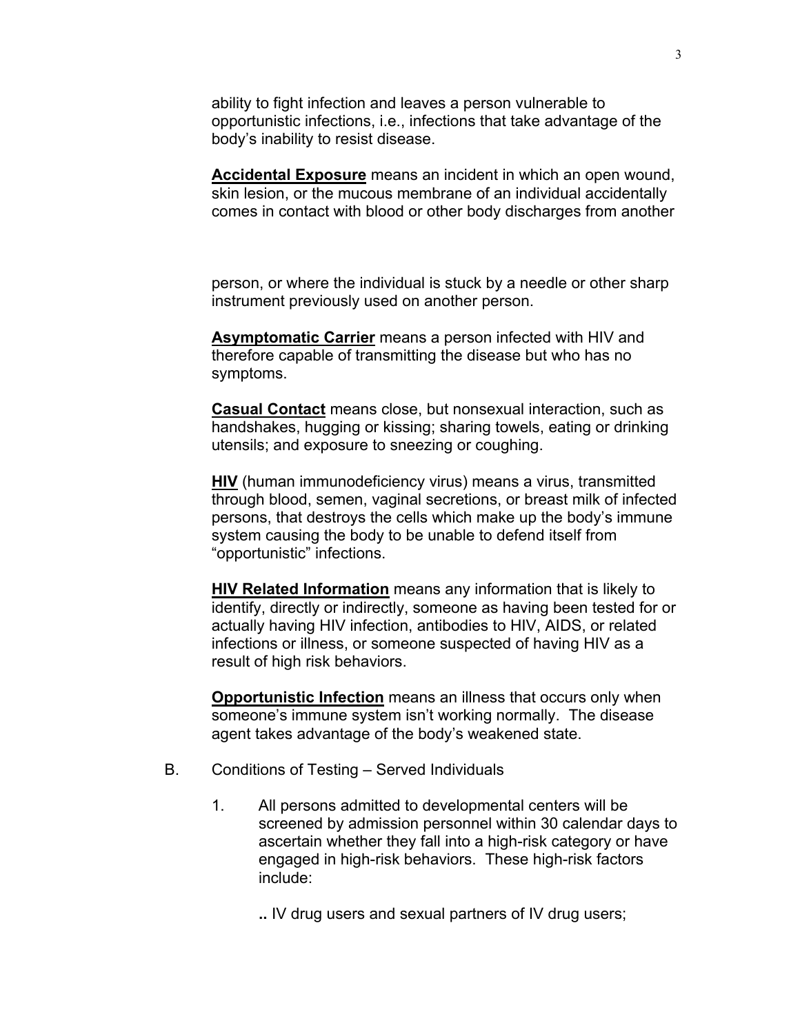ability to fight infection and leaves a person vulnerable to opportunistic infections, i.e., infections that take advantage of the body's inability to resist disease.

**Accidental Exposure** means an incident in which an open wound, skin lesion, or the mucous membrane of an individual accidentally comes in contact with blood or other body discharges from another person, or where the individual is stuck by a needle or other sharp instrument previously used on another person.

**Asymptomatic Carrier** means a person infected with HIV and therefore capable of transmitting the disease but who has no symptoms.

**Casual Contact** means close, but nonsexual interaction, such as handshakes, hugging or kissing; sharing towels, eating or drinking utensils; and exposure to sneezing or coughing.

**HIV** (human immunodeficiency virus) means a virus, transmitted through blood, semen, vaginal secretions, or breast milk of infected persons, that destroys the cells which make up the body's immune system causing the body to be unable to defend itself from "opportunistic" infections.

**HIV Related Information** means any information that is likely to identify, directly or indirectly, someone as having been tested for or actually having HIV infection, antibodies to HIV, AIDS, or related infections or illness, or someone suspected of having HIV as a result of high risk behaviors.

**Opportunistic Infection** means an illness that occurs only when someone's immune system isn't working normally. The disease agent takes advantage of the body's weakened state.

B. Conditions of Testing – Served Individuals

1. All persons admitted to developmental centers will be screened by admission personnel within 30 calendar days to ascertain whether they fall into a high-risk category or have engaged in high-risk behaviors. These high-risk factors include:

   .. IV drug users and sexual partners of IV drug users;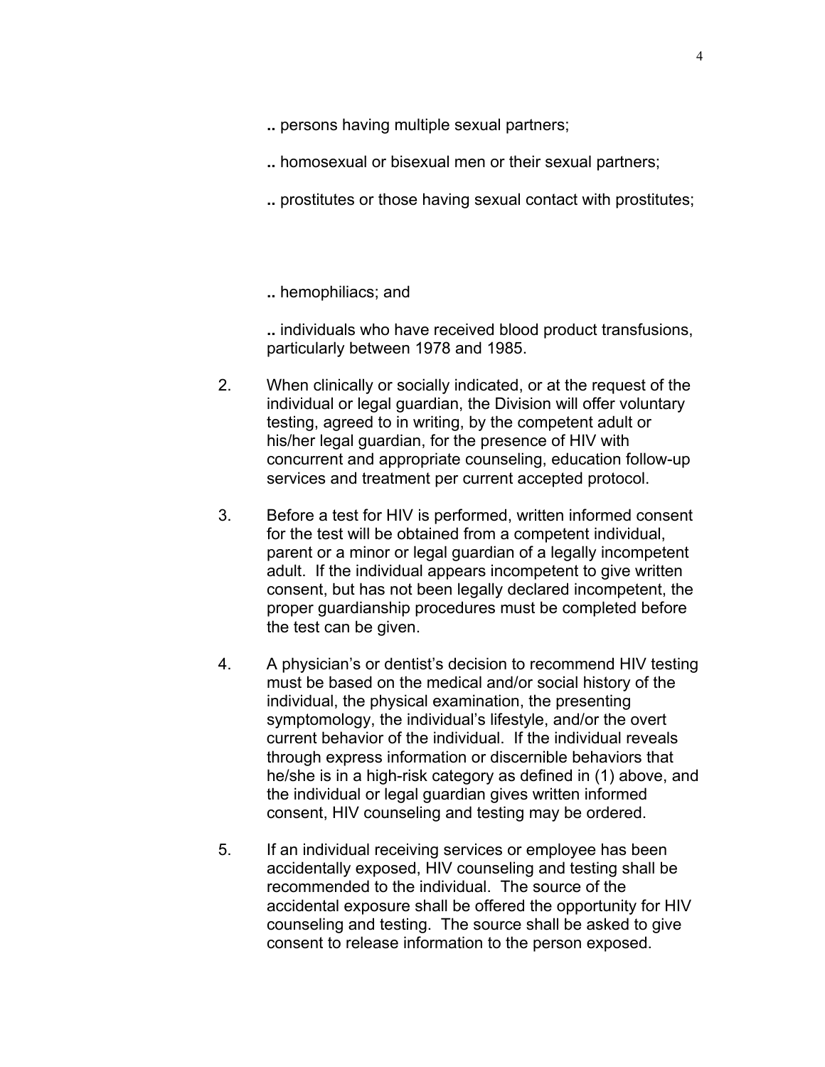.. persons having multiple sexual partners;

.. homosexual or bisexual men or their sexual partners;

.. prostitutes or those having sexual contact with prostitutes;

.. hemophiliacs; and

.. individuals who have received blood product transfusions, particularly between 1978 and 1985.

2. When clinically or socially indicated, or at the request of the individual or legal guardian, the Division will offer voluntary testing, agreed to in writing, by the competent adult or his/her legal guardian, for the presence of HIV with concurrent and appropriate counseling, education follow-up services and treatment per current accepted protocol.

3. Before a test for HIV is performed, written informed consent for the test will be obtained from a competent individual, parent or a minor or legal guardian of a legally incompetent adult. If the individual appears incompetent to give written consent, but has not been legally declared incompetent, the proper guardianship procedures must be completed before the test can be given.

4. A physician's or dentist's decision to recommend HIV testing must be based on the medical and/or social history of the individual, the physical examination, the presenting symptomology, the individual's lifestyle, and/or the overt current behavior of the individual. If the individual reveals through express information or discernible behaviors that he/she is in a high-risk category as defined in (1) above, and the individual or legal guardian gives written informed consent, HIV counseling and testing may be ordered.

5. If an individual receiving services or employee has been accidentally exposed, HIV counseling and testing shall be recommended to the individual. The source of the accidental exposure shall be offered the opportunity for HIV counseling and testing. The source shall be asked to give consent to release information to the person exposed.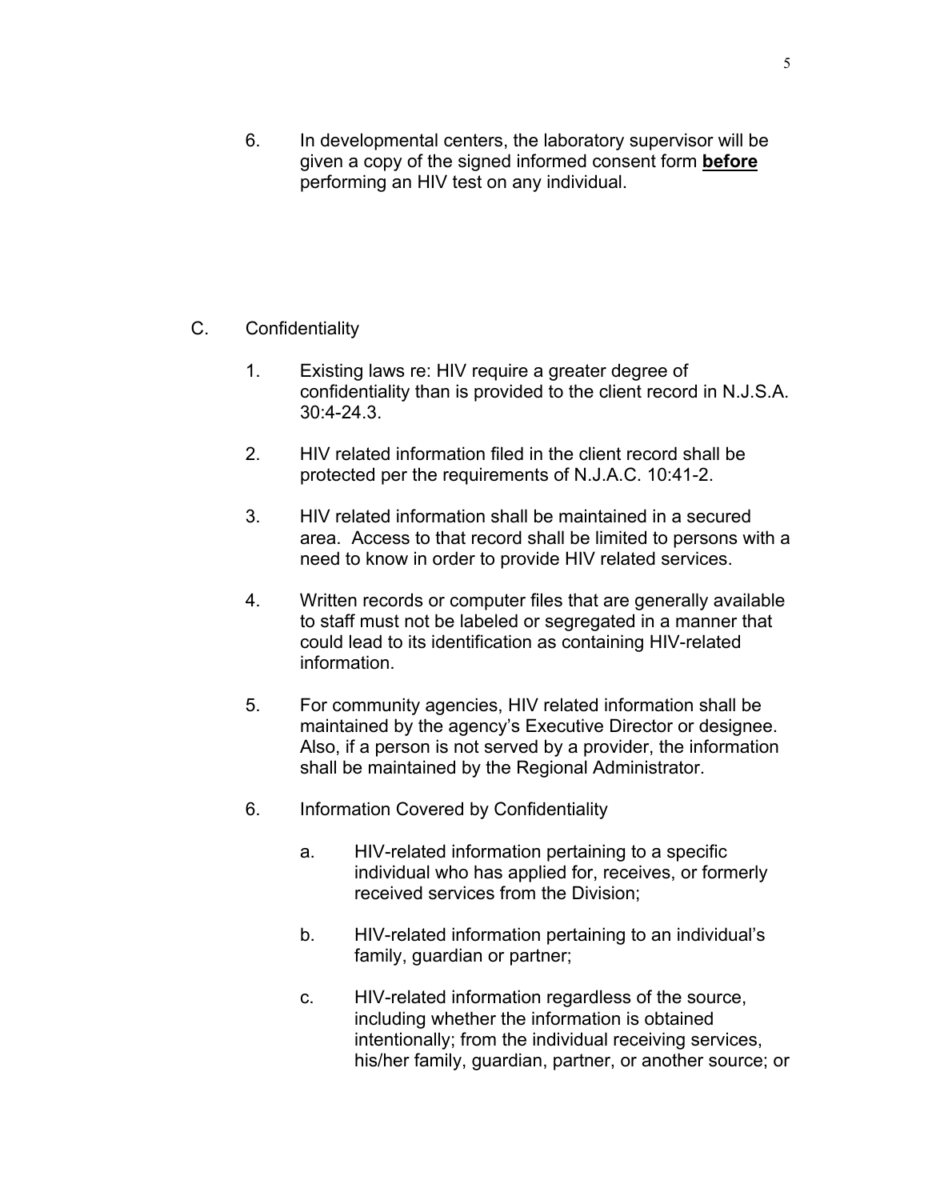6. In developmental centers, the laboratory supervisor will be given a copy of the signed informed consent form **before** performing an HIV test on any individual.

C. Confidentiality

1. Existing laws re: HIV require a greater degree of confidentiality than is provided to the client record in N.J.S.A. 30:4-24.3.

2. HIV related information filed in the client record shall be protected per the requirements of N.J.A.C. 10:41-2.

3. HIV related information shall be maintained in a secured area. Access to that record shall be limited to persons with a need to know in order to provide HIV related services.

4. Written records or computer files that are generally available to staff must not be labeled or segregated in a manner that could lead to its identification as containing HIV-related information.

5. For community agencies, HIV related information shall be maintained by the agency's Executive Director or designee. Also, if a person is not served by a provider, the information shall be maintained by the Regional Administrator.

6. Information Covered by Confidentiality

   a. HIV-related information pertaining to a specific individual who has applied for, receives, or formerly received services from the Division;

   b. HIV-related information pertaining to an individual's family, guardian or partner;

   c. HIV-related information regardless of the source, including whether the information is obtained intentionally; from the individual receiving services, his/her family, guardian, partner, or another source; or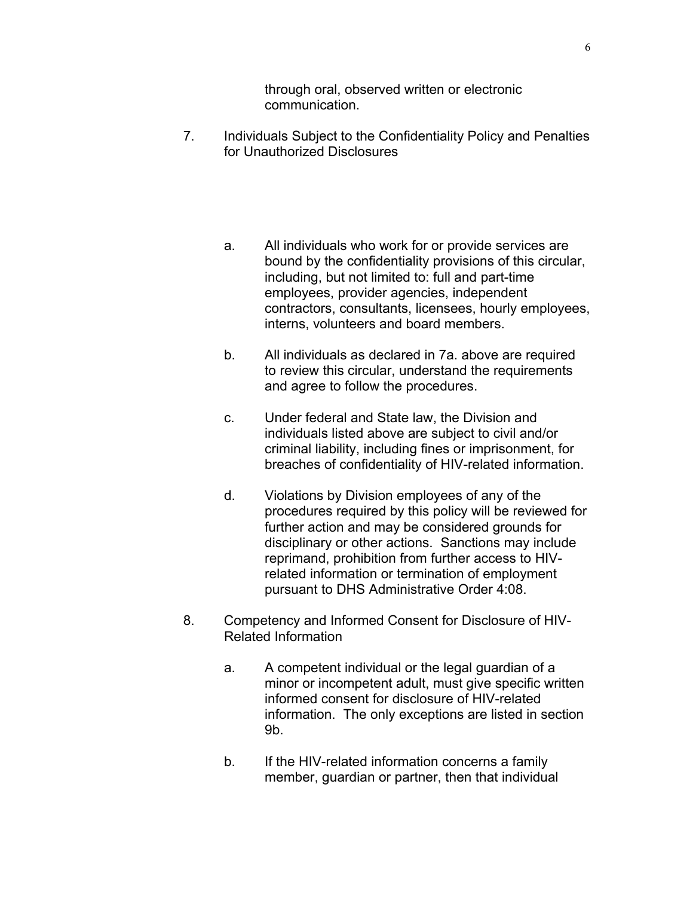through oral, observed written or electronic communication.

7. Individuals Subject to the Confidentiality Policy and Penalties for Unauthorized Disclosures

   a. All individuals who work for or provide services are bound by the confidentiality provisions of this circular, including, but not limited to: full and part-time employees, provider agencies, independent contractors, consultants, licensees, hourly employees, interns, volunteers and board members.

   b. All individuals as declared in 7a. above are required to review this circular, understand the requirements and agree to follow the procedures.

   c. Under federal and State law, the Division and individuals listed above are subject to civil and/or criminal liability, including fines or imprisonment, for breaches of confidentiality of HIV-related information.

   d. Violations by Division employees of any of the procedures required by this policy will be reviewed for further action and may be considered grounds for disciplinary or other actions. Sanctions may include reprimand, prohibition from further access to HIV-related information or termination of employment pursuant to DHS Administrative Order 4:08.

8. Competency and Informed Consent for Disclosure of HIV-Related Information

   a. A competent individual or the legal guardian of a minor or incompetent adult, must give specific written informed consent for disclosure of HIV-related information. The only exceptions are listed in section 9b.

   b. If the HIV-related information concerns a family member, guardian or partner, then that individual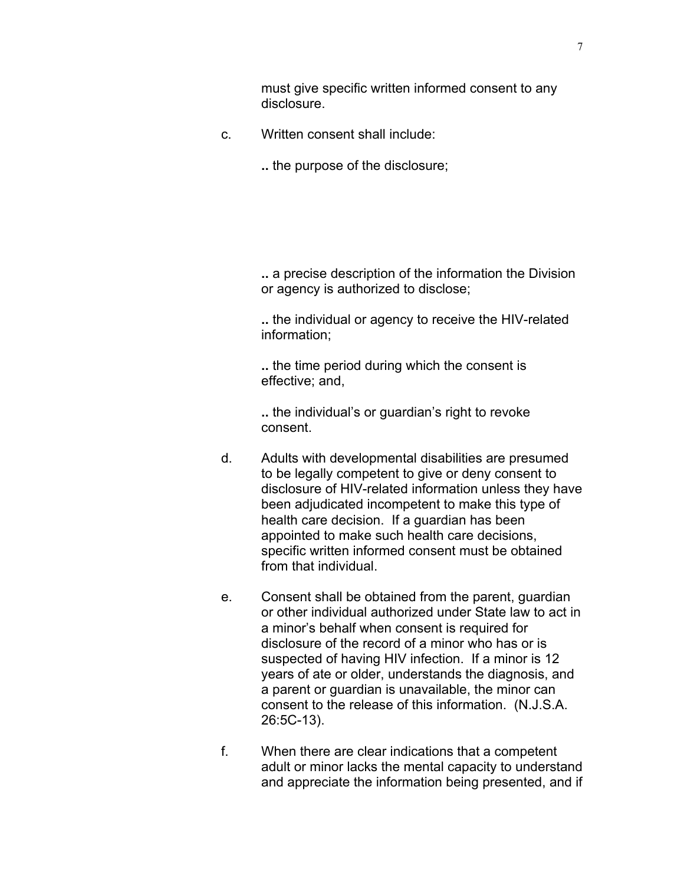must give specific written informed consent to any disclosure.

c. Written consent shall include:

.. the purpose of the disclosure;

.. a precise description of the information the Division or agency is authorized to disclose;

.. the individual or agency to receive the HIV-related information;

.. the time period during which the consent is effective; and,

.. the individual's or guardian's right to revoke consent.

d. Adults with developmental disabilities are presumed to be legally competent to give or deny consent to disclosure of HIV-related information unless they have been adjudicated incompetent to make this type of health care decision. If a guardian has been appointed to make such health care decisions, specific written informed consent must be obtained from that individual.

e. Consent shall be obtained from the parent, guardian or other individual authorized under State law to act in a minor's behalf when consent is required for disclosure of the record of a minor who has or is suspected of having HIV infection. If a minor is 12 years of ate or older, understands the diagnosis, and a parent or guardian is unavailable, the minor can consent to the release of this information. (N.J.S.A. 26:5C-13).

f. When there are clear indications that a competent adult or minor lacks the mental capacity to understand and appreciate the information being presented, and if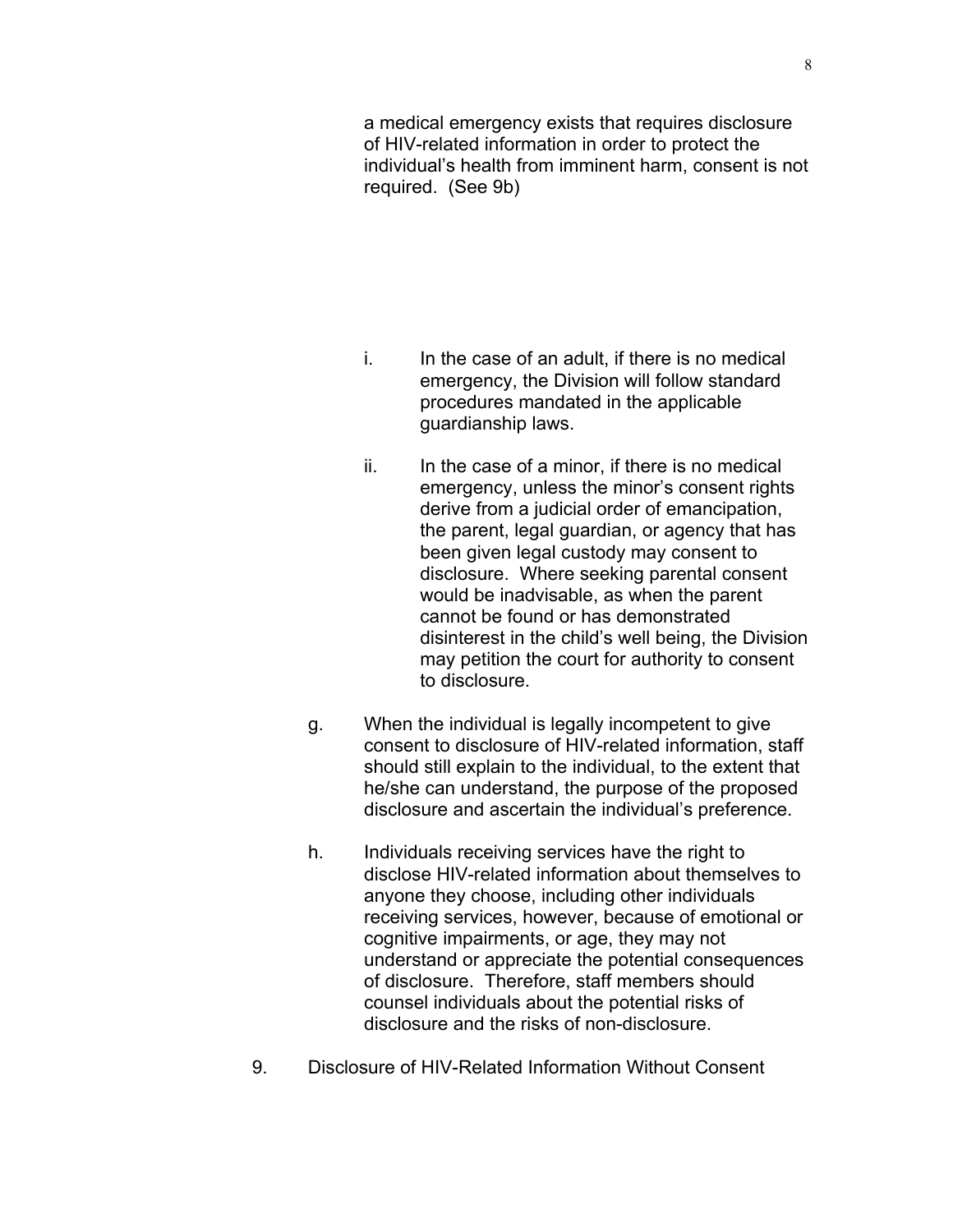a medical emergency exists that requires disclosure of HIV-related information in order to protect the individual's health from imminent harm, consent is not required. (See 9b)

i. In the case of an adult, if there is no medical emergency, the Division will follow standard procedures mandated in the applicable guardianship laws.

ii. In the case of a minor, if there is no medical emergency, unless the minor's consent rights derive from a judicial order of emancipation, the parent, legal guardian, or agency that has been given legal custody may consent to disclosure. Where seeking parental consent would be inadvisable, as when the parent cannot be found or has demonstrated disinterest in the child's well being, the Division may petition the court for authority to consent to disclosure.

g. When the individual is legally incompetent to give consent to disclosure of HIV-related information, staff should still explain to the individual, to the extent that he/she can understand, the purpose of the proposed disclosure and ascertain the individual's preference.

h. Individuals receiving services have the right to disclose HIV-related information about themselves to anyone they choose, including other individuals receiving services, however, because of emotional or cognitive impairments, or age, they may not understand or appreciate the potential consequences of disclosure. Therefore, staff members should counsel individuals about the potential risks of disclosure and the risks of non-disclosure.

9. Disclosure of HIV-Related Information Without Consent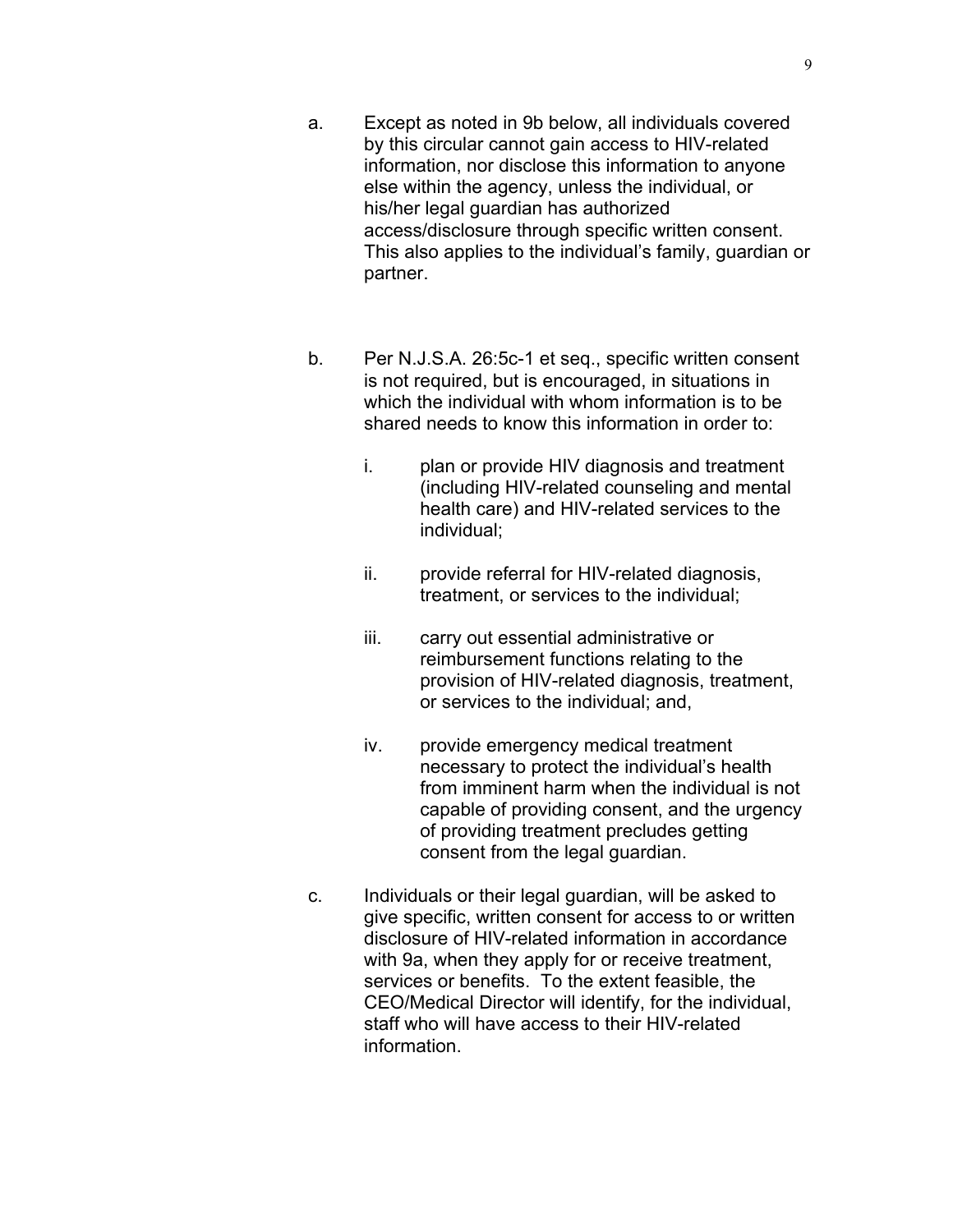a. Except as noted in 9b below, all individuals covered by this circular cannot gain access to HIV-related information, nor disclose this information to anyone else within the agency, unless the individual, or his/her legal guardian has authorized access/disclosure through specific written consent. This also applies to the individual's family, guardian or partner.

b. Per N.J.S.A. 26:5c-1 et seq., specific written consent is not required, but is encouraged, in situations in which the individual with whom information is to be shared needs to know this information in order to:

   i. plan or provide HIV diagnosis and treatment (including HIV-related counseling and mental health care) and HIV-related services to the individual;

   ii. provide referral for HIV-related diagnosis, treatment, or services to the individual;

   iii. carry out essential administrative or reimbursement functions relating to the provision of HIV-related diagnosis, treatment, or services to the individual; and,

   iv. provide emergency medical treatment necessary to protect the individual's health from imminent harm when the individual is not capable of providing consent, and the urgency of providing treatment precludes getting consent from the legal guardian.

c. Individuals or their legal guardian, will be asked to give specific, written consent for access to or written disclosure of HIV-related information in accordance with 9a, when they apply for or receive treatment, services or benefits. To the extent feasible, the CEO/Medical Director will identify, for the individual, staff who will have access to their HIV-related information.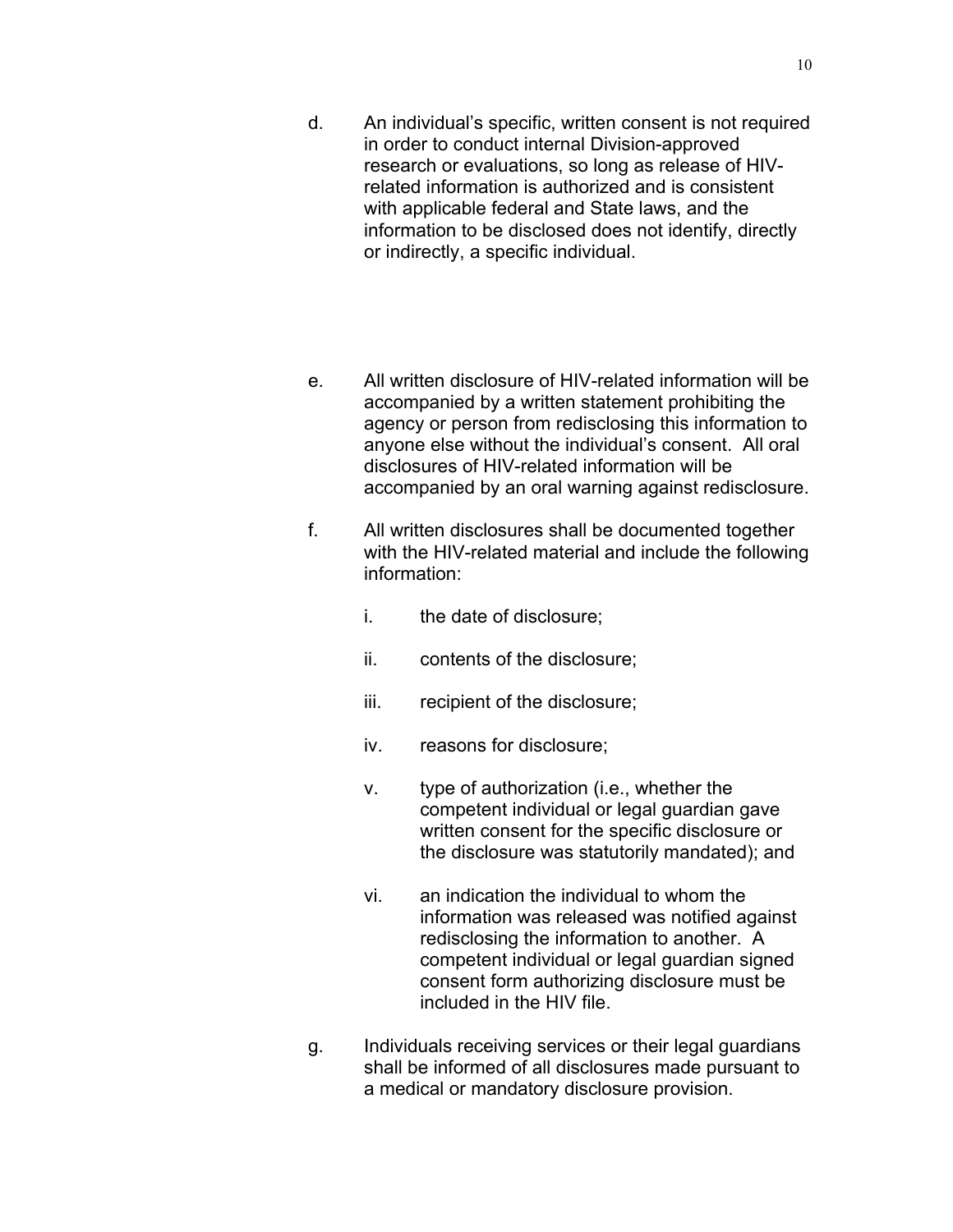d. An individual's specific, written consent is not required in order to conduct internal Division-approved research or evaluations, so long as release of HIV-related information is authorized and is consistent with applicable federal and State laws, and the information to be disclosed does not identify, directly or indirectly, a specific individual.

e. All written disclosure of HIV-related information will be accompanied by a written statement prohibiting the agency or person from redisclosing this information to anyone else without the individual's consent. All oral disclosures of HIV-related information will be accompanied by an oral warning against redisclosure.

f. All written disclosures shall be documented together with the HIV-related material and include the following information:

   i. the date of disclosure;

   ii. contents of the disclosure;

   iii. recipient of the disclosure;

   iv. reasons for disclosure;

   v. type of authorization (i.e., whether the competent individual or legal guardian gave written consent for the specific disclosure or the disclosure was statutorily mandated); and

   vi. an indication the individual to whom the information was released was notified against redisclosing the information to another. A competent individual or legal guardian signed consent form authorizing disclosure must be included in the HIV file.

g. Individuals receiving services or their legal guardians shall be informed of all disclosures made pursuant to a medical or mandatory disclosure provision.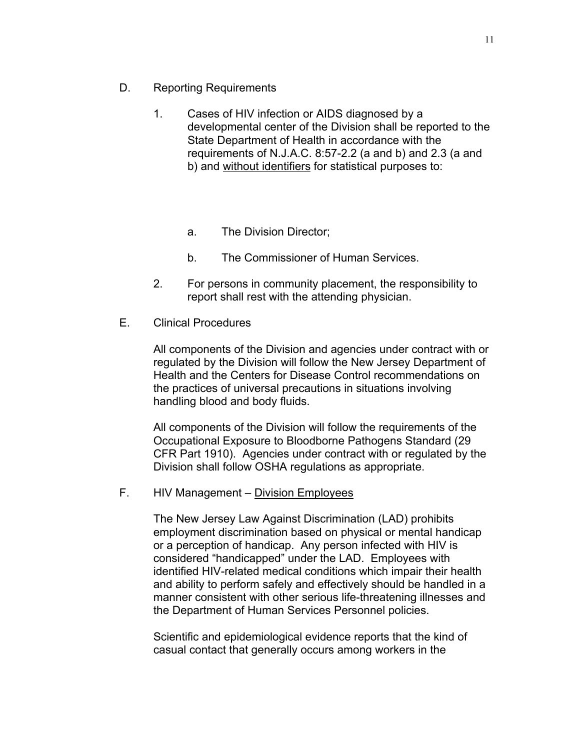D. Reporting Requirements

1. Cases of HIV infection or AIDS diagnosed by a developmental center of the Division shall be reported to the State Department of Health in accordance with the requirements of N.J.A.C. 8:57-2.2 (a and b) and 2.3 (a and b) and <u>without identifiers</u> for statistical purposes to:

   a. The Division Director;

   b. The Commissioner of Human Services.

2. For persons in community placement, the responsibility to report shall rest with the attending physician.

E. Clinical Procedures

All components of the Division and agencies under contract with or regulated by the Division will follow the New Jersey Department of Health and the Centers for Disease Control recommendations on the practices of universal precautions in situations involving handling blood and body fluids.

All components of the Division will follow the requirements of the Occupational Exposure to Bloodborne Pathogens Standard (29 CFR Part 1910). Agencies under contract with or regulated by the Division shall follow OSHA regulations as appropriate.

F. HIV Management – <u>Division Employees</u>

The New Jersey Law Against Discrimination (LAD) prohibits employment discrimination based on physical or mental handicap or a perception of handicap. Any person infected with HIV is considered "handicapped" under the LAD. Employees with identified HIV-related medical conditions which impair their health and ability to perform safely and effectively should be handled in a manner consistent with other serious life-threatening illnesses and the Department of Human Services Personnel policies.

Scientific and epidemiological evidence reports that the kind of casual contact that generally occurs among workers in the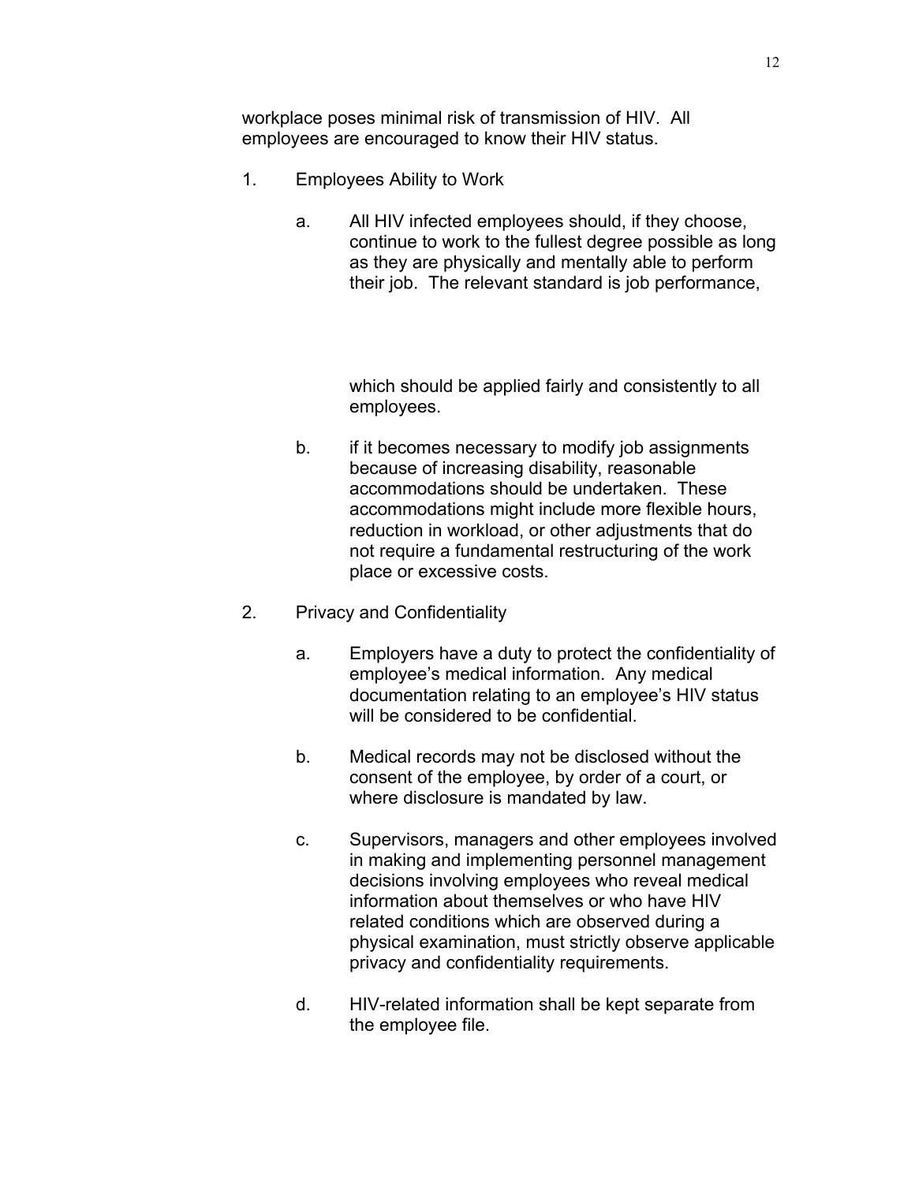workplace poses minimal risk of transmission of HIV. All employees are encouraged to know their HIV status.

1. Employees Ability to Work

   a. All HIV infected employees should, if they choose, continue to work to the fullest degree possible as long as they are physically and mentally able to perform their job. The relevant standard is job performance, which should be applied fairly and consistently to all employees.

   b. if it becomes necessary to modify job assignments because of increasing disability, reasonable accommodations should be undertaken. These accommodations might include more flexible hours, reduction in workload, or other adjustments that do not require a fundamental restructuring of the work place or excessive costs.

2. Privacy and Confidentiality

   a. Employers have a duty to protect the confidentiality of employee's medical information. Any medical documentation relating to an employee's HIV status will be considered to be confidential.

   b. Medical records may not be disclosed without the consent of the employee, by order of a court, or where disclosure is mandated by law.

   c. Supervisors, managers and other employees involved in making and implementing personnel management decisions involving employees who reveal medical information about themselves or who have HIV related conditions which are observed during a physical examination, must strictly observe applicable privacy and confidentiality requirements.

   d. HIV-related information shall be kept separate from the employee file.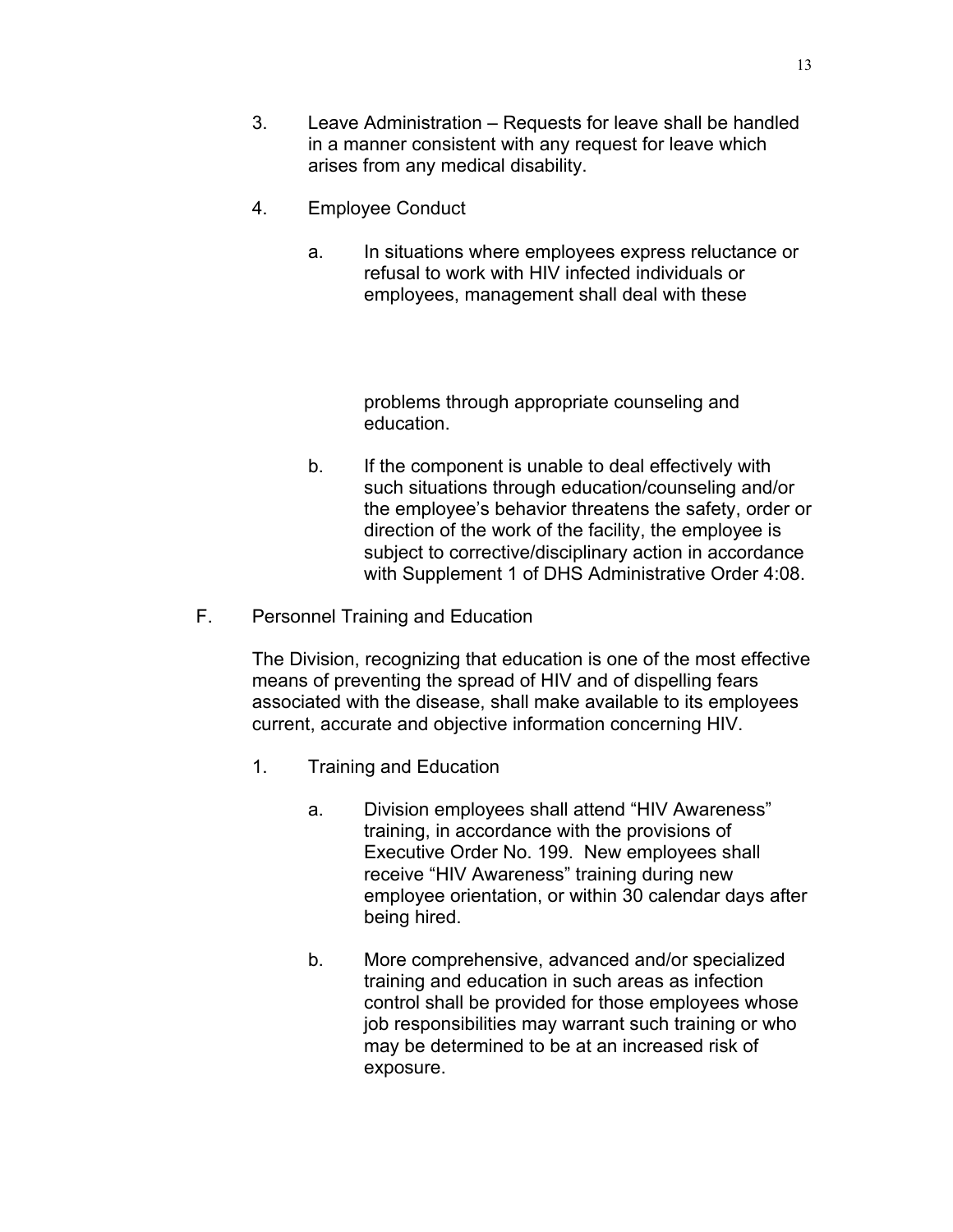3. Leave Administration – Requests for leave shall be handled in a manner consistent with any request for leave which arises from any medical disability.

4. Employee Conduct

   a. In situations where employees express reluctance or refusal to work with HIV infected individuals or employees, management shall deal with these problems through appropriate counseling and education.

   b. If the component is unable to deal effectively with such situations through education/counseling and/or the employee's behavior threatens the safety, order or direction of the work of the facility, the employee is subject to corrective/disciplinary action in accordance with Supplement 1 of DHS Administrative Order 4:08.

F. Personnel Training and Education

The Division, recognizing that education is one of the most effective means of preventing the spread of HIV and of dispelling fears associated with the disease, shall make available to its employees current, accurate and objective information concerning HIV.

1. Training and Education

   a. Division employees shall attend "HIV Awareness" training, in accordance with the provisions of Executive Order No. 199. New employees shall receive "HIV Awareness" training during new employee orientation, or within 30 calendar days after being hired.

   b. More comprehensive, advanced and/or specialized training and education in such areas as infection control shall be provided for those employees whose job responsibilities may warrant such training or who may be determined to be at an increased risk of exposure.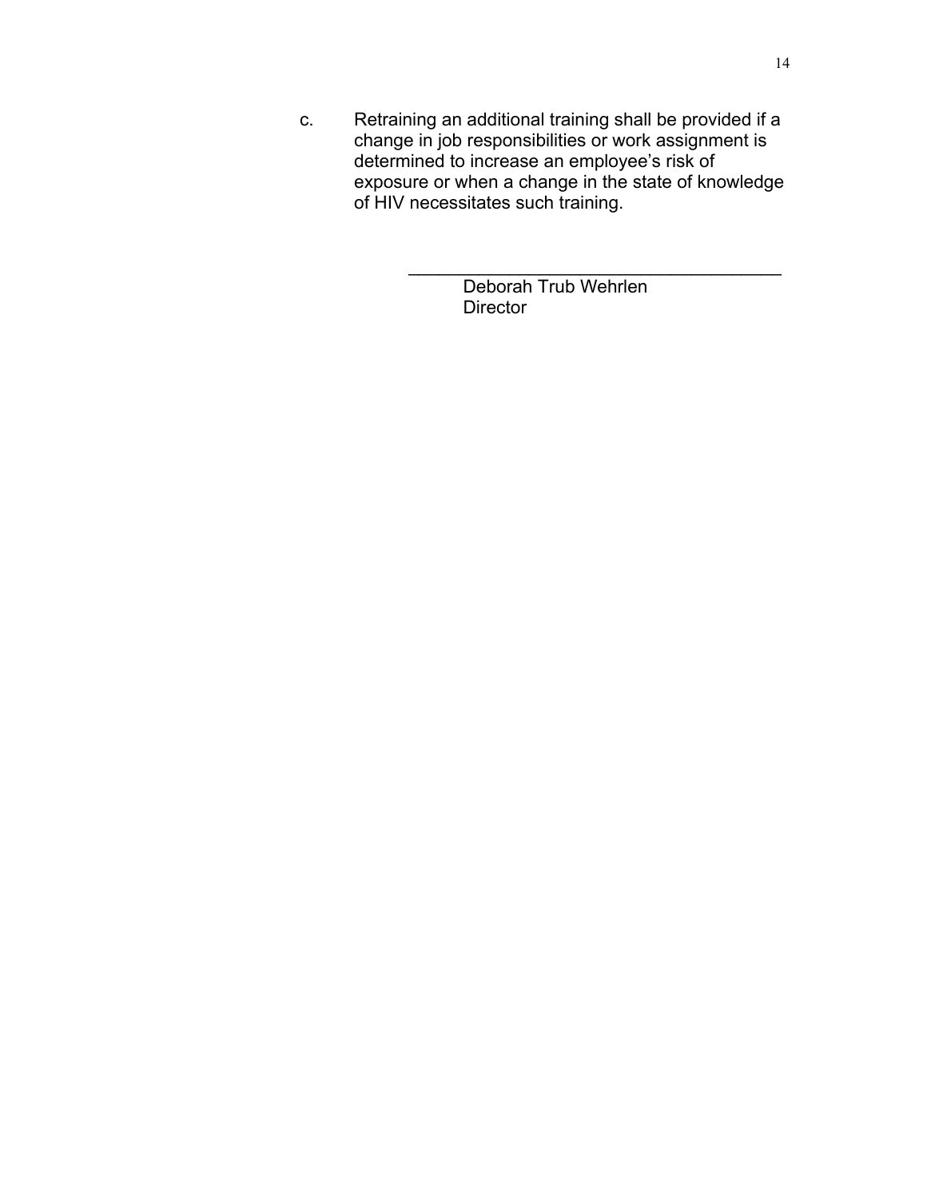c. Retraining an additional training shall be provided if a change in job responsibilities or work assignment is determined to increase an employee's risk of exposure or when a change in the state of knowledge of HIV necessitates such training.

_______________________________________

Deborah Trub Wehrlen
Director